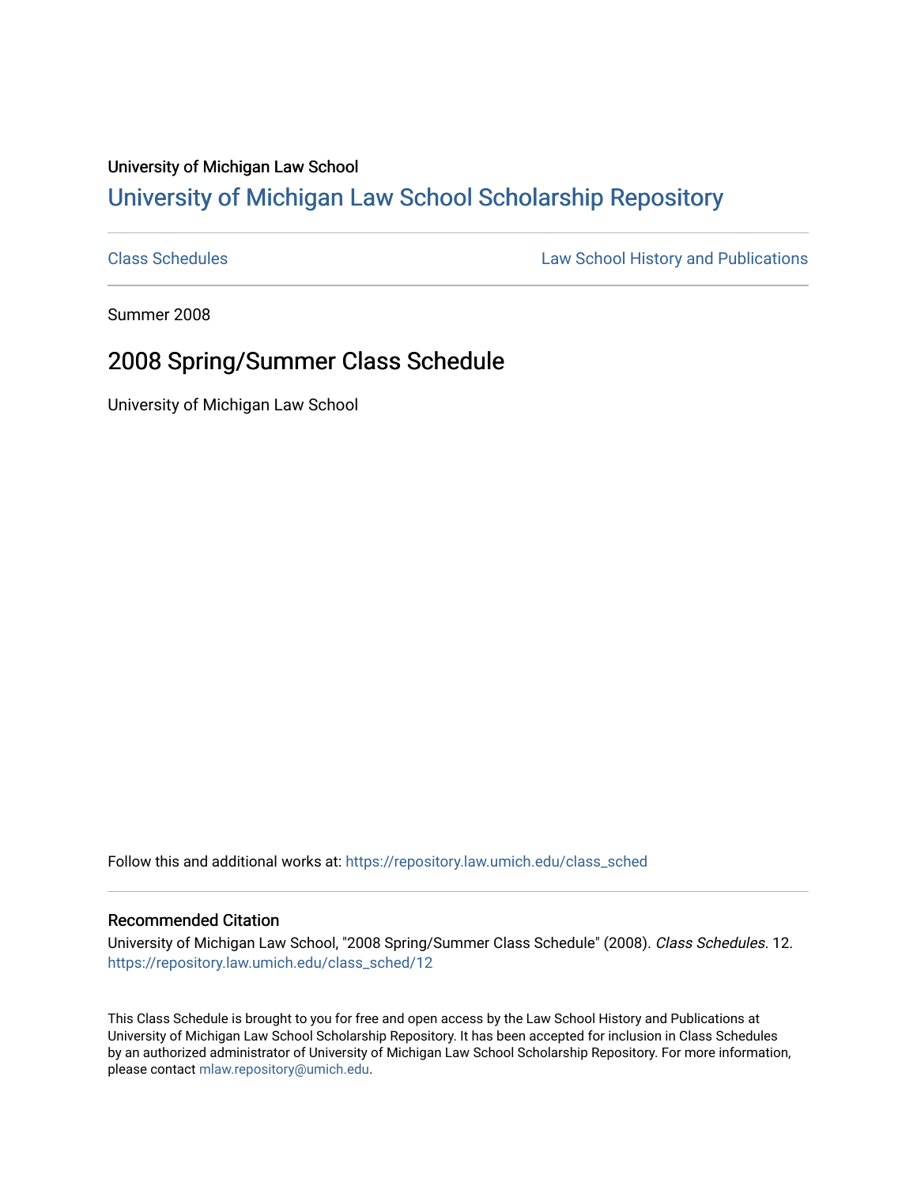University of Michigan Law School

## University of Michigan Law School Scholarship Repository

Class Schedules | Law School History and Publications

Summer 2008

# 2008 Spring/Summer Class Schedule

University of Michigan Law School

Follow this and additional works at: https://repository.law.umich.edu/class_sched

### Recommended Citation

University of Michigan Law School, "2008 Spring/Summer Class Schedule" (2008). *Class Schedules*. 12.
https://repository.law.umich.edu/class_sched/12

This Class Schedule is brought to you for free and open access by the Law School History and Publications at University of Michigan Law School Scholarship Repository. It has been accepted for inclusion in Class Schedules by an authorized administrator of University of Michigan Law School Scholarship Repository. For more information, please contact mlaw.repository@umich.edu.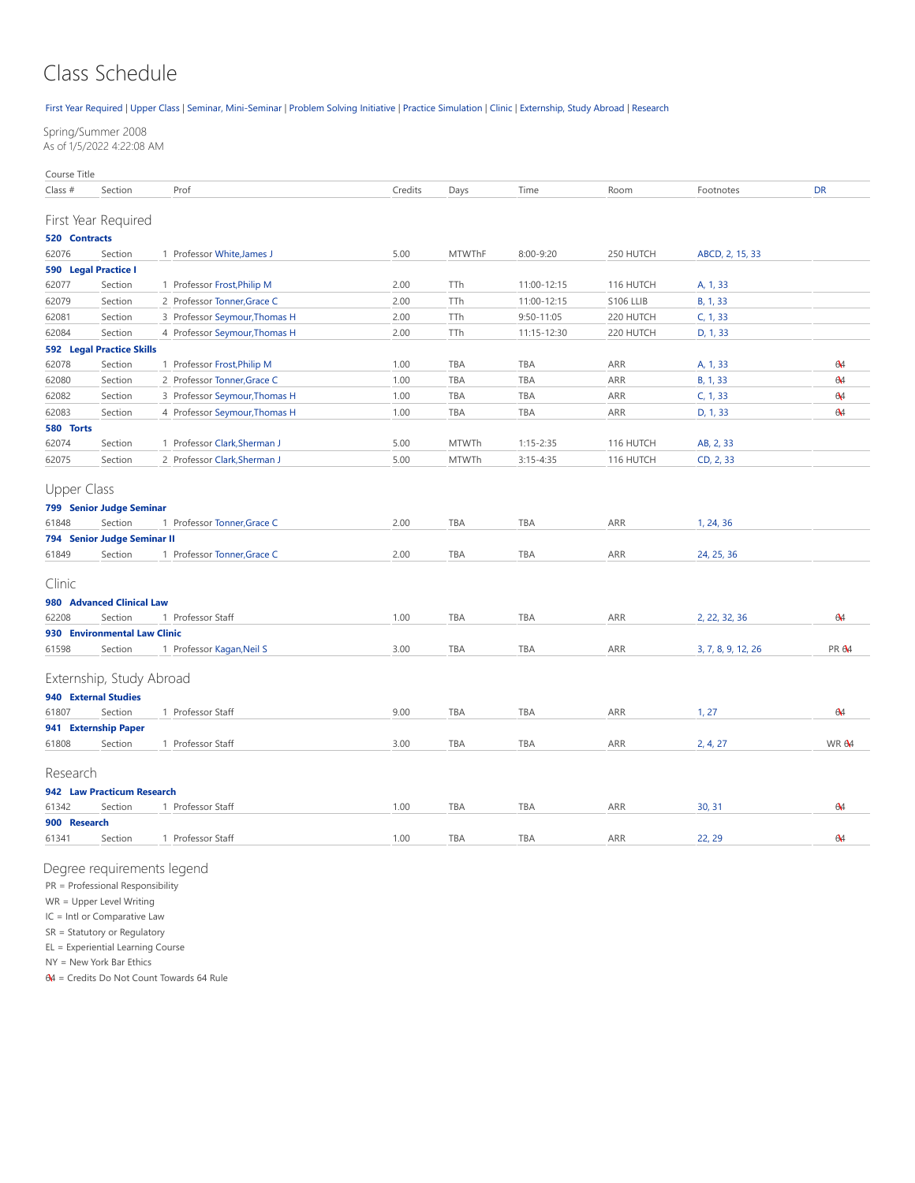# Class Schedule

First Year Required | Upper Class | Seminar, Mini-Seminar | Problem Solving Initiative | Practice Simulation | Clinic | Externship, Study Abroad | Research

Spring/Summer 2008
As of 1/5/2022 4:22:08 AM

| Class # | Section | Prof | Credits | Days | Time | Room | Footnotes | DR |
|---|---|---|---|---|---|---|---|---|
| **First Year Required** | | | | | | | | |
| **520 Contracts** | | | | | | | | |
| 62076 | Section 1 | Professor White,James J | 5.00 | MTWThF | 8:00-9:20 | 250 HUTCH | ABCD, 2, 15, 33 | |
| **590 Legal Practice I** | | | | | | | | |
| 62077 | Section 1 | Professor Frost,Philip M | 2.00 | TTh | 11:00-12:15 | 116 HUTCH | A, 1, 33 | |
| 62079 | Section 2 | Professor Tonner,Grace C | 2.00 | TTh | 11:00-12:15 | S106 LLIB | B, 1, 33 | |
| 62081 | Section 3 | Professor Seymour,Thomas H | 2.00 | TTh | 9:50-11:05 | 220 HUTCH | C, 1, 33 | |
| 62084 | Section 4 | Professor Seymour,Thomas H | 2.00 | TTh | 11:15-12:30 | 220 HUTCH | D, 1, 33 | |
| **592 Legal Practice Skills** | | | | | | | | |
| 62078 | Section 1 | Professor Frost,Philip M | 1.00 | TBA | TBA | ARR | A, 1, 33 | 64 |
| 62080 | Section 2 | Professor Tonner,Grace C | 1.00 | TBA | TBA | ARR | B, 1, 33 | 64 |
| 62082 | Section 3 | Professor Seymour,Thomas H | 1.00 | TBA | TBA | ARR | C, 1, 33 | 64 |
| 62083 | Section 4 | Professor Seymour,Thomas H | 1.00 | TBA | TBA | ARR | D, 1, 33 | 64 |
| **580 Torts** | | | | | | | | |
| 62074 | Section 1 | Professor Clark,Sherman J | 5.00 | MTWTh | 1:15-2:35 | 116 HUTCH | AB, 2, 33 | |
| 62075 | Section 2 | Professor Clark,Sherman J | 5.00 | MTWTh | 3:15-4:35 | 116 HUTCH | CD, 2, 33 | |
| **Upper Class** | | | | | | | | |
| **799 Senior Judge Seminar** | | | | | | | | |
| 61848 | Section 1 | Professor Tonner,Grace C | 2.00 | TBA | TBA | ARR | 1, 24, 36 | |
| **794 Senior Judge Seminar II** | | | | | | | | |
| 61849 | Section 1 | Professor Tonner,Grace C | 2.00 | TBA | TBA | ARR | 24, 25, 36 | |
| **Clinic** | | | | | | | | |
| **980 Advanced Clinical Law** | | | | | | | | |
| 62208 | Section 1 | Professor Staff | 1.00 | TBA | TBA | ARR | 2, 22, 32, 36 | 64 |
| **930 Environmental Law Clinic** | | | | | | | | |
| 61598 | Section 1 | Professor Kagan,Neil S | 3.00 | TBA | TBA | ARR | 3, 7, 8, 9, 12, 26 | PR 64 |
| **Externship, Study Abroad** | | | | | | | | |
| **940 External Studies** | | | | | | | | |
| 61807 | Section 1 | Professor Staff | 9.00 | TBA | TBA | ARR | 1, 27 | 64 |
| **941 Externship Paper** | | | | | | | | |
| 61808 | Section 1 | Professor Staff | 3.00 | TBA | TBA | ARR | 2, 4, 27 | WR 64 |
| **Research** | | | | | | | | |
| **942 Law Practicum Research** | | | | | | | | |
| 61342 | Section 1 | Professor Staff | 1.00 | TBA | TBA | ARR | 30, 31 | 64 |
| **900 Research** | | | | | | | | |
| 61341 | Section 1 | Professor Staff | 1.00 | TBA | TBA | ARR | 22, 29 | 64 |

## Degree requirements legend

PR = Professional Responsibility
WR = Upper Level Writing
IC = Intl or Comparative Law
SR = Statutory or Regulatory
EL = Experiential Learning Course
NY = New York Bar Ethics
64 = Credits Do Not Count Towards 64 Rule